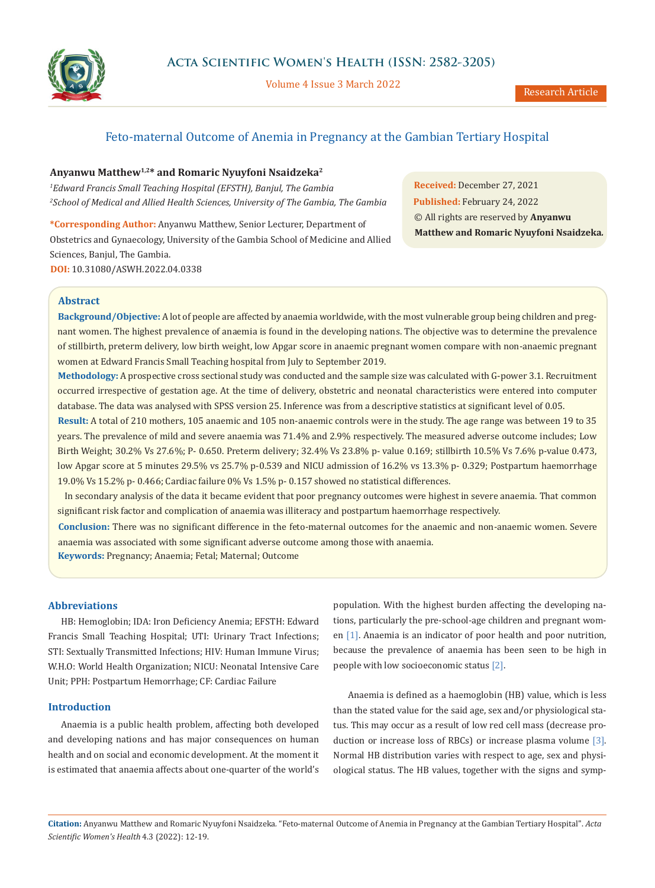# Feto-maternal Outcome of Anemia in Pregnancy at the Gambian Tertiary Hospital

**Anyanwu Matthew[1,2]* and Romaric Nyuyfoni Nsaidzeka[2]**

*[1]Edward Francis Small Teaching Hospital (EFSTH), Banjul, The Gambia*

*[2]School of Medical and Allied Health Sciences, University of The Gambia, The Gambia*

**\*Corresponding Author:** Anyanwu Matthew, Senior Lecturer, Department of Obstetrics and Gynaecology, University of the Gambia School of Medicine and Allied Sciences, Banjul, The Gambia.

**DOI:** 10.31080/ASWH.2022.04.0338

**Received:** December 27, 2021

**Published:** February 24, 2022

© All rights are reserved by **Anyanwu Matthew and Romaric Nyuyfoni Nsaidzeka.**

## Abstract

**Background/Objective:** A lot of people are affected by anaemia worldwide, with the most vulnerable group being children and pregnant women. The highest prevalence of anaemia is found in the developing nations. The objective was to determine the prevalence of stillbirth, preterm delivery, low birth weight, low Apgar score in anaemic pregnant women compare with non-anaemic pregnant women at Edward Francis Small Teaching hospital from July to September 2019.

**Methodology:** A prospective cross sectional study was conducted and the sample size was calculated with G-power 3.1. Recruitment occurred irrespective of gestation age. At the time of delivery, obstetric and neonatal characteristics were entered into computer database. The data was analysed with SPSS version 25. Inference was from a descriptive statistics at significant level of 0.05.

**Result:** A total of 210 mothers, 105 anaemic and 105 non-anaemic controls were in the study. The age range was between 19 to 35 years. The prevalence of mild and severe anaemia was 71.4% and 2.9% respectively. The measured adverse outcome includes; Low Birth Weight; 30.2% Vs 27.6%; P- 0.650. Preterm delivery; 32.4% Vs 23.8% p- value 0.169; stillbirth 10.5% Vs 7.6% p-value 0.473, low Apgar score at 5 minutes 29.5% vs 25.7% p-0.539 and NICU admission of 16.2% vs 13.3% p- 0.329; Postpartum haemorrhage 19.0% Vs 15.2% p- 0.466; Cardiac failure 0% Vs 1.5% p- 0.157 showed no statistical differences.

In secondary analysis of the data it became evident that poor pregnancy outcomes were highest in severe anaemia. That common significant risk factor and complication of anaemia was illiteracy and postpartum haemorrhage respectively.

**Conclusion:** There was no significant difference in the feto-maternal outcomes for the anaemic and non-anaemic women. Severe anaemia was associated with some significant adverse outcome among those with anaemia.

**Keywords:** Pregnancy; Anaemia; Fetal; Maternal; Outcome

## Abbreviations

HB: Hemoglobin; IDA: Iron Deficiency Anemia; EFSTH: Edward Francis Small Teaching Hospital; UTI: Urinary Tract Infections; STI: Sexually Transmitted Infections; HIV: Human Immune Virus; W.H.O: World Health Organization; NICU: Neonatal Intensive Care Unit; PPH: Postpartum Hemorrhage; CF: Cardiac Failure

## Introduction

Anaemia is a public health problem, affecting both developed and developing nations and has major consequences on human health and on social and economic development. At the moment it is estimated that anaemia affects about one-quarter of the world's population. With the highest burden affecting the developing nations, particularly the pre-school-age children and pregnant women [1]. Anaemia is an indicator of poor health and poor nutrition, because the prevalence of anaemia has been seen to be high in people with low socioeconomic status [2].

Anaemia is defined as a haemoglobin (HB) value, which is less than the stated value for the said age, sex and/or physiological status. This may occur as a result of low red cell mass (decrease production or increase loss of RBCs) or increase plasma volume [3]. Normal HB distribution varies with respect to age, sex and physiological status. The HB values, together with the signs and symp-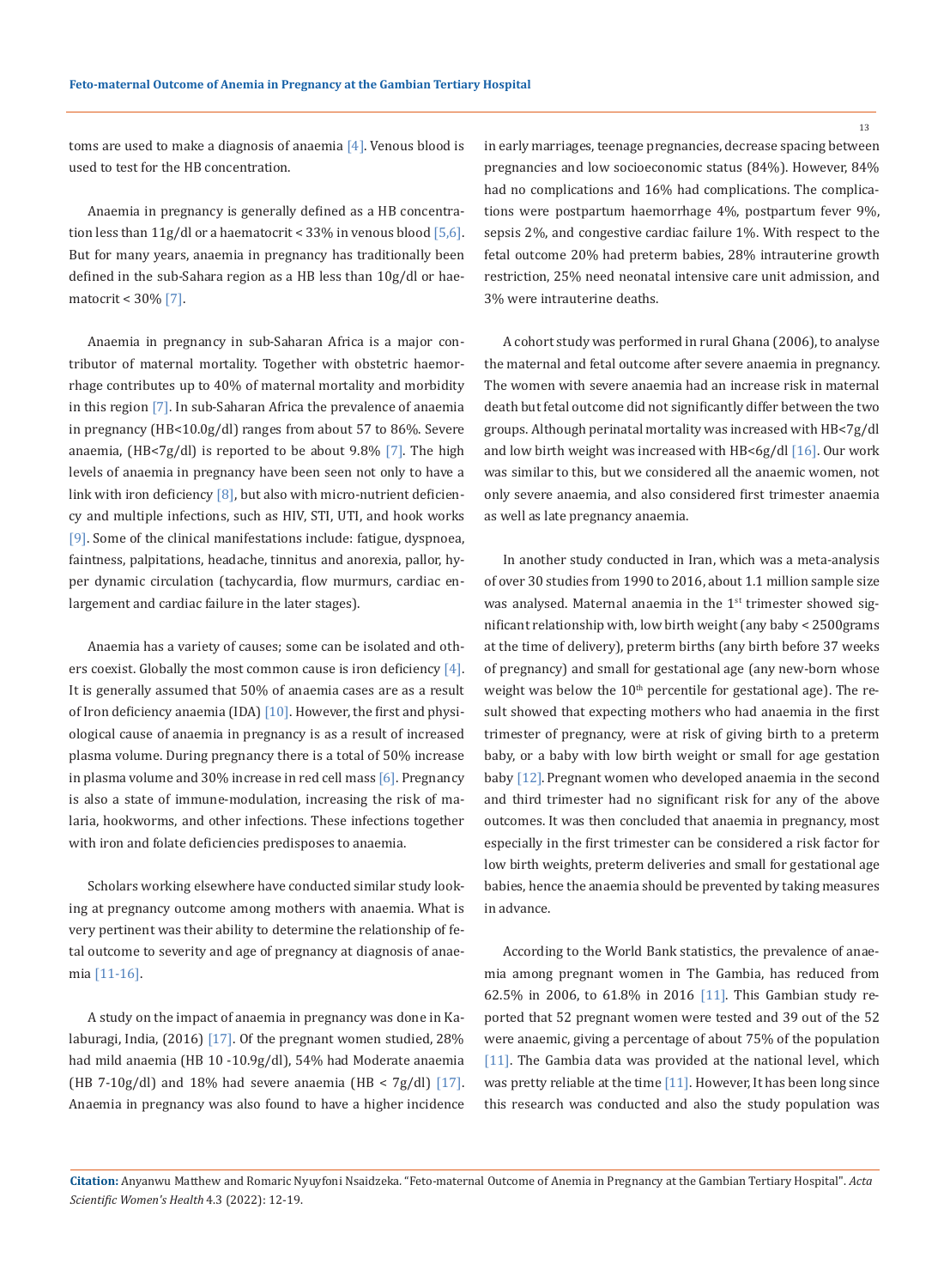toms are used to make a diagnosis of anaemia [4]. Venous blood is used to test for the HB concentration.

Anaemia in pregnancy is generally defined as a HB concentration less than 11g/dl or a haematocrit < 33% in venous blood [5,6]. But for many years, anaemia in pregnancy has traditionally been defined in the sub-Sahara region as a HB less than 10g/dl or haematocrit < 30% [7].

Anaemia in pregnancy in sub-Saharan Africa is a major contributor of maternal mortality. Together with obstetric haemorrhage contributes up to 40% of maternal mortality and morbidity in this region [7]. In sub-Saharan Africa the prevalence of anaemia in pregnancy (HB<10.0g/dl) ranges from about 57 to 86%. Severe anaemia, (HB<7g/dl) is reported to be about 9.8% [7]. The high levels of anaemia in pregnancy have been seen not only to have a link with iron deficiency [8], but also with micro-nutrient deficiency and multiple infections, such as HIV, STI, UTI, and hook works [9]. Some of the clinical manifestations include: fatigue, dyspnoea, faintness, palpitations, headache, tinnitus and anorexia, pallor, hyper dynamic circulation (tachycardia, flow murmurs, cardiac enlargement and cardiac failure in the later stages).

Anaemia has a variety of causes; some can be isolated and others coexist. Globally the most common cause is iron deficiency [4]. It is generally assumed that 50% of anaemia cases are as a result of Iron deficiency anaemia (IDA) [10]. However, the first and physiological cause of anaemia in pregnancy is as a result of increased plasma volume. During pregnancy there is a total of 50% increase in plasma volume and 30% increase in red cell mass [6]. Pregnancy is also a state of immune-modulation, increasing the risk of malaria, hookworms, and other infections. These infections together with iron and folate deficiencies predisposes to anaemia.

Scholars working elsewhere have conducted similar study looking at pregnancy outcome among mothers with anaemia. What is very pertinent was their ability to determine the relationship of fetal outcome to severity and age of pregnancy at diagnosis of anaemia [11-16].

A study on the impact of anaemia in pregnancy was done in Kalaburagi, India, (2016) [17]. Of the pregnant women studied, 28% had mild anaemia (HB 10 -10.9g/dl), 54% had Moderate anaemia (HB 7-10g/dl) and 18% had severe anaemia (HB < 7g/dl) [17]. Anaemia in pregnancy was also found to have a higher incidence in early marriages, teenage pregnancies, decrease spacing between pregnancies and low socioeconomic status (84%). However, 84% had no complications and 16% had complications. The complications were postpartum haemorrhage 4%, postpartum fever 9%, sepsis 2%, and congestive cardiac failure 1%. With respect to the fetal outcome 20% had preterm babies, 28% intrauterine growth restriction, 25% need neonatal intensive care unit admission, and 3% were intrauterine deaths.

A cohort study was performed in rural Ghana (2006), to analyse the maternal and fetal outcome after severe anaemia in pregnancy. The women with severe anaemia had an increase risk in maternal death but fetal outcome did not significantly differ between the two groups. Although perinatal mortality was increased with HB<7g/dl and low birth weight was increased with HB<6g/dl [16]. Our work was similar to this, but we considered all the anaemic women, not only severe anaemia, and also considered first trimester anaemia as well as late pregnancy anaemia.

In another study conducted in Iran, which was a meta-analysis of over 30 studies from 1990 to 2016, about 1.1 million sample size was analysed. Maternal anaemia in the 1st trimester showed significant relationship with, low birth weight (any baby < 2500grams at the time of delivery), preterm births (any birth before 37 weeks of pregnancy) and small for gestational age (any new-born whose weight was below the 10th percentile for gestational age). The result showed that expecting mothers who had anaemia in the first trimester of pregnancy, were at risk of giving birth to a preterm baby, or a baby with low birth weight or small for age gestation baby [12]. Pregnant women who developed anaemia in the second and third trimester had no significant risk for any of the above outcomes. It was then concluded that anaemia in pregnancy, most especially in the first trimester can be considered a risk factor for low birth weights, preterm deliveries and small for gestational age babies, hence the anaemia should be prevented by taking measures in advance.

According to the World Bank statistics, the prevalence of anaemia among pregnant women in The Gambia, has reduced from 62.5% in 2006, to 61.8% in 2016 [11]. This Gambian study reported that 52 pregnant women were tested and 39 out of the 52 were anaemic, giving a percentage of about 75% of the population [11]. The Gambia data was provided at the national level, which was pretty reliable at the time [11]. However, It has been long since this research was conducted and also the study population was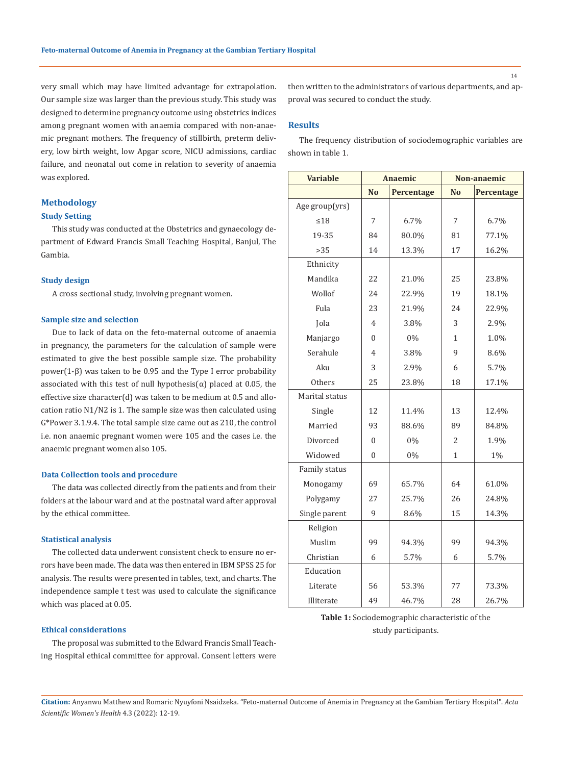very small which may have limited advantage for extrapolation. Our sample size was larger than the previous study. This study was designed to determine pregnancy outcome using obstetrics indices among pregnant women with anaemia compared with non-anaemic pregnant mothers. The frequency of stillbirth, preterm delivery, low birth weight, low Apgar score, NICU admissions, cardiac failure, and neonatal out come in relation to severity of anaemia was explored.

## Methodology

### Study Setting

This study was conducted at the Obstetrics and gynaecology department of Edward Francis Small Teaching Hospital, Banjul, The Gambia.

### Study design

A cross sectional study, involving pregnant women.

### Sample size and selection

Due to lack of data on the feto-maternal outcome of anaemia in pregnancy, the parameters for the calculation of sample were estimated to give the best possible sample size. The probability power(1-β) was taken to be 0.95 and the Type I error probability associated with this test of null hypothesis(α) placed at 0.05, the effective size character(d) was taken to be medium at 0.5 and allocation ratio N1/N2 is 1. The sample size was then calculated using G*Power 3.1.9.4. The total sample size came out as 210, the control i.e. non anaemic pregnant women were 105 and the cases i.e. the anaemic pregnant women also 105.

### Data Collection tools and procedure

The data was collected directly from the patients and from their folders at the labour ward and at the postnatal ward after approval by the ethical committee.

### Statistical analysis

The collected data underwent consistent check to ensure no errors have been made. The data was then entered in IBM SPSS 25 for analysis. The results were presented in tables, text, and charts. The independence sample t test was used to calculate the significance which was placed at 0.05.

### Ethical considerations

The proposal was submitted to the Edward Francis Small Teaching Hospital ethical committee for approval. Consent letters were then written to the administrators of various departments, and approval was secured to conduct the study.

## Results

The frequency distribution of sociodemographic variables are shown in table 1.

| Variable | Anaemic | | Non-anaemic | |
|---|---|---|---|---|
| | No | Percentage | No | Percentage |
| Age group(yrs) | | | | |
| ≤18 | 7 | 6.7% | 7 | 6.7% |
| 19-35 | 84 | 80.0% | 81 | 77.1% |
| >35 | 14 | 13.3% | 17 | 16.2% |
| Ethnicity | | | | |
| Mandika | 22 | 21.0% | 25 | 23.8% |
| Wollof | 24 | 22.9% | 19 | 18.1% |
| Fula | 23 | 21.9% | 24 | 22.9% |
| Jola | 4 | 3.8% | 3 | 2.9% |
| Manjargo | 0 | 0% | 1 | 1.0% |
| Serahule | 4 | 3.8% | 9 | 8.6% |
| Aku | 3 | 2.9% | 6 | 5.7% |
| Others | 25 | 23.8% | 18 | 17.1% |
| Marital status | | | | |
| Single | 12 | 11.4% | 13 | 12.4% |
| Married | 93 | 88.6% | 89 | 84.8% |
| Divorced | 0 | 0% | 2 | 1.9% |
| Widowed | 0 | 0% | 1 | 1% |
| Family status | | | | |
| Monogamy | 69 | 65.7% | 64 | 61.0% |
| Polygamy | 27 | 25.7% | 26 | 24.8% |
| Single parent | 9 | 8.6% | 15 | 14.3% |
| Religion | | | | |
| Muslim | 99 | 94.3% | 99 | 94.3% |
| Christian | 6 | 5.7% | 6 | 5.7% |
| Education | | | | |
| Literate | 56 | 53.3% | 77 | 73.3% |
| Illiterate | 49 | 46.7% | 28 | 26.7% |

**Table 1:** Sociodemographic characteristic of the study participants.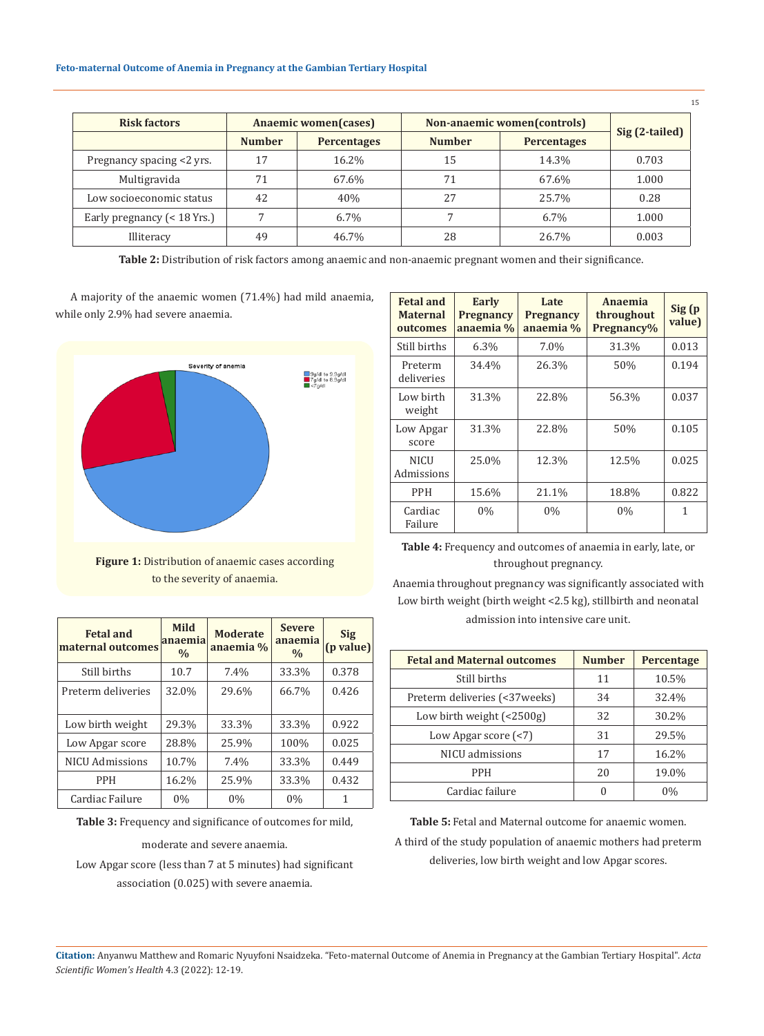| Risk factors | Anaemic women(cases) | | Non-anaemic women(controls) | | Sig (2-tailed) |
|---|---|---|---|---|---|
| | Number | Percentages | Number | Percentages | |
| Pregnancy spacing <2 yrs. | 17 | 16.2% | 15 | 14.3% | 0.703 |
| Multigravida | 71 | 67.6% | 71 | 67.6% | 1.000 |
| Low socioeconomic status | 42 | 40% | 27 | 25.7% | 0.28 |
| Early pregnancy (< 18 Yrs.) | 7 | 6.7% | 7 | 6.7% | 1.000 |
| Illiteracy | 49 | 46.7% | 28 | 26.7% | 0.003 |

**Table 2:** Distribution of risk factors among anaemic and non-anaemic pregnant women and their significance.

A majority of the anaemic women (71.4%) had mild anaemia, while only 2.9% had severe anaemia.

**Figure 1:** Distribution of anaemic cases according to the severity of anaemia.

| Fetal and maternal outcomes | Mild anaemia % | Moderate anaemia % | Severe anaemia % | Sig (p value) |
|---|---|---|---|---|
| Still births | 10.7 | 7.4% | 33.3% | 0.378 |
| Preterm deliveries | 32.0% | 29.6% | 66.7% | 0.426 |
| Low birth weight | 29.3% | 33.3% | 33.3% | 0.922 |
| Low Apgar score | 28.8% | 25.9% | 100% | 0.025 |
| NICU Admissions | 10.7% | 7.4% | 33.3% | 0.449 |
| PPH | 16.2% | 25.9% | 33.3% | 0.432 |
| Cardiac Failure | 0% | 0% | 0% | 1 |

**Table 3:** Frequency and significance of outcomes for mild, moderate and severe anaemia.

Low Apgar score (less than 7 at 5 minutes) had significant association (0.025) with severe anaemia.

| Fetal and Maternal outcomes | Early Pregnancy anaemia % | Late Pregnancy anaemia % | Anaemia throughout Pregnancy% | Sig (p value) |
|---|---|---|---|---|
| Still births | 6.3% | 7.0% | 31.3% | 0.013 |
| Preterm deliveries | 34.4% | 26.3% | 50% | 0.194 |
| Low birth weight | 31.3% | 22.8% | 56.3% | 0.037 |
| Low Apgar score | 31.3% | 22.8% | 50% | 0.105 |
| NICU Admissions | 25.0% | 12.3% | 12.5% | 0.025 |
| PPH | 15.6% | 21.1% | 18.8% | 0.822 |
| Cardiac Failure | 0% | 0% | 0% | 1 |

**Table 4:** Frequency and outcomes of anaemia in early, late, or throughout pregnancy.

Anaemia throughout pregnancy was significantly associated with Low birth weight (birth weight <2.5 kg), stillbirth and neonatal admission into intensive care unit.

| Fetal and Maternal outcomes | Number | Percentage |
|---|---|---|
| Still births | 11 | 10.5% |
| Preterm deliveries (<37weeks) | 34 | 32.4% |
| Low birth weight (<2500g) | 32 | 30.2% |
| Low Apgar score (<7) | 31 | 29.5% |
| NICU admissions | 17 | 16.2% |
| PPH | 20 | 19.0% |
| Cardiac failure | 0 | 0% |

**Table 5:** Fetal and Maternal outcome for anaemic women.

A third of the study population of anaemic mothers had preterm deliveries, low birth weight and low Apgar scores.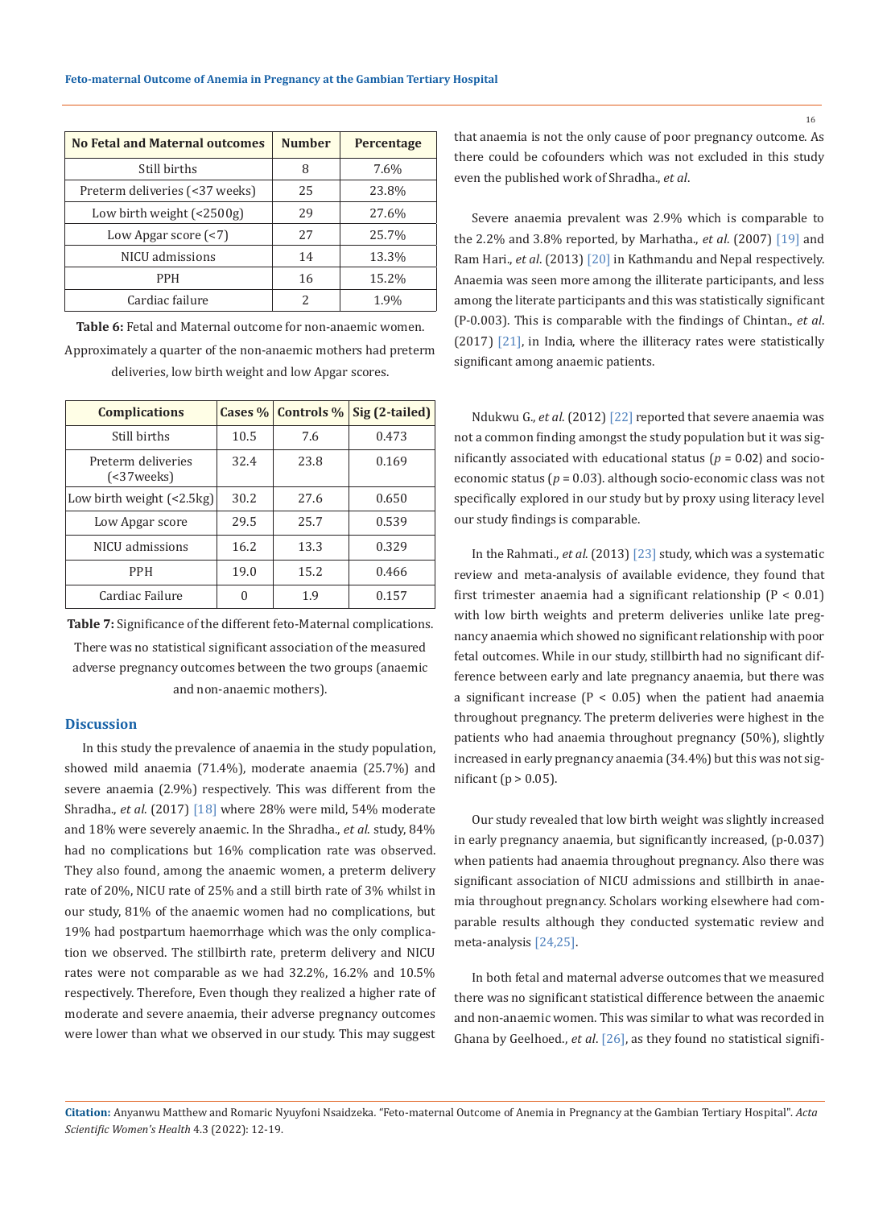| No Fetal and Maternal outcomes | Number | Percentage |
|---|---|---|
| Still births | 8 | 7.6% |
| Preterm deliveries (<37 weeks) | 25 | 23.8% |
| Low birth weight (<2500g) | 29 | 27.6% |
| Low Apgar score (<7) | 27 | 25.7% |
| NICU admissions | 14 | 13.3% |
| PPH | 16 | 15.2% |
| Cardiac failure | 2 | 1.9% |

**Table 6:** Fetal and Maternal outcome for non-anaemic women. Approximately a quarter of the non-anaemic mothers had preterm deliveries, low birth weight and low Apgar scores.

| Complications | Cases % | Controls % | Sig (2-tailed) |
|---|---|---|---|
| Still births | 10.5 | 7.6 | 0.473 |
| Preterm deliveries (<37weeks) | 32.4 | 23.8 | 0.169 |
| Low birth weight (<2.5kg) | 30.2 | 27.6 | 0.650 |
| Low Apgar score | 29.5 | 25.7 | 0.539 |
| NICU admissions | 16.2 | 13.3 | 0.329 |
| PPH | 19.0 | 15.2 | 0.466 |
| Cardiac Failure | 0 | 1.9 | 0.157 |

**Table 7:** Significance of the different feto-Maternal complications. There was no statistical significant association of the measured adverse pregnancy outcomes between the two groups (anaemic and non-anaemic mothers).

## Discussion

In this study the prevalence of anaemia in the study population, showed mild anaemia (71.4%), moderate anaemia (25.7%) and severe anaemia (2.9%) respectively. This was different from the Shradha., *et al*. (2017) [18] where 28% were mild, 54% moderate and 18% were severely anaemic. In the Shradha., *et al.* study, 84% had no complications but 16% complication rate was observed. They also found, among the anaemic women, a preterm delivery rate of 20%, NICU rate of 25% and a still birth rate of 3% whilst in our study, 81% of the anaemic women had no complications, but 19% had postpartum haemorrhage which was the only complication we observed. The stillbirth rate, preterm delivery and NICU rates were not comparable as we had 32.2%, 16.2% and 10.5% respectively. Therefore, Even though they realized a higher rate of moderate and severe anaemia, their adverse pregnancy outcomes were lower than what we observed in our study. This may suggest that anaemia is not the only cause of poor pregnancy outcome. As there could be cofounders which was not excluded in this study even the published work of Shradha., *et al*.

Severe anaemia prevalent was 2.9% which is comparable to the 2.2% and 3.8% reported, by Marhatha., *et al*. (2007) [19] and Ram Hari., *et al*. (2013) [20] in Kathmandu and Nepal respectively. Anaemia was seen more among the illiterate participants, and less among the literate participants and this was statistically significant (P-0.003). This is comparable with the findings of Chintan., *et al*. (2017) [21], in India, where the illiteracy rates were statistically significant among anaemic patients.

Ndukwu G., *et al*. (2012) [22] reported that severe anaemia was not a common finding amongst the study population but it was significantly associated with educational status ($p$ = 0.02) and socio-economic status ($p$ = 0.03). although socio-economic class was not specifically explored in our study but by proxy using literacy level our study findings is comparable.

In the Rahmati., *et al*. (2013) [23] study, which was a systematic review and meta-analysis of available evidence, they found that first trimester anaemia had a significant relationship ($P < 0.01$) with low birth weights and preterm deliveries unlike late pregnancy anaemia which showed no significant relationship with poor fetal outcomes. While in our study, stillbirth had no significant difference between early and late pregnancy anaemia, but there was a significant increase ($P < 0.05$) when the patient had anaemia throughout pregnancy. The preterm deliveries were highest in the patients who had anaemia throughout pregnancy (50%), slightly increased in early pregnancy anaemia (34.4%) but this was not significant ($p > 0.05$).

Our study revealed that low birth weight was slightly increased in early pregnancy anaemia, but significantly increased, (p-0.037) when patients had anaemia throughout pregnancy. Also there was significant association of NICU admissions and stillbirth in anaemia throughout pregnancy. Scholars working elsewhere had comparable results although they conducted systematic review and meta-analysis [24,25].

In both fetal and maternal adverse outcomes that we measured there was no significant statistical difference between the anaemic and non-anaemic women. This was similar to what was recorded in Ghana by Geelhoed., *et al*. [26], as they found no statistical signifi-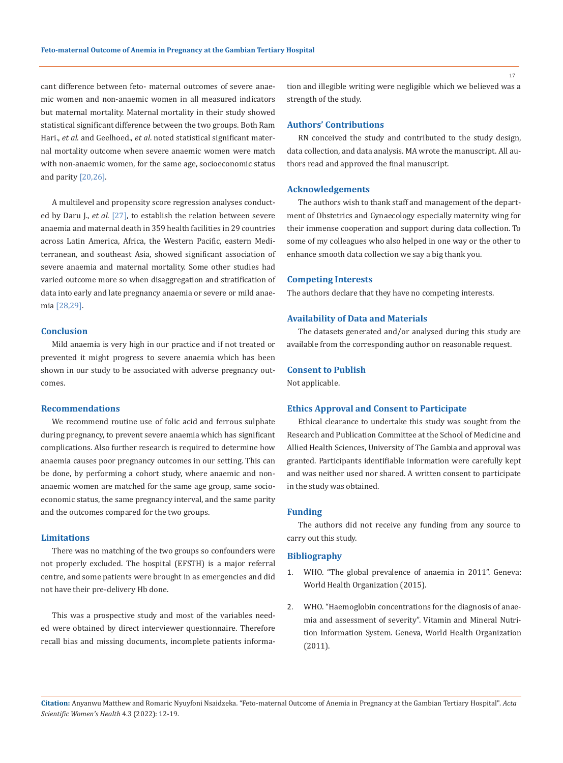cant difference between feto- maternal outcomes of severe anaemic women and non-anaemic women in all measured indicators but maternal mortality. Maternal mortality in their study showed statistical significant difference between the two groups. Both Ram Hari., *et al*. and Geelhoed., *et al*. noted statistical significant maternal mortality outcome when severe anaemic women were match with non-anaemic women, for the same age, socioeconomic status and parity [20,26].

A multilevel and propensity score regression analyses conducted by Daru J., *et al*. [27], to establish the relation between severe anaemia and maternal death in 359 health facilities in 29 countries across Latin America, Africa, the Western Pacific, eastern Mediterranean, and southeast Asia, showed significant association of severe anaemia and maternal mortality. Some other studies had varied outcome more so when disaggregation and stratification of data into early and late pregnancy anaemia or severe or mild anaemia [28,29].

## Conclusion

Mild anaemia is very high in our practice and if not treated or prevented it might progress to severe anaemia which has been shown in our study to be associated with adverse pregnancy outcomes.

## Recommendations

We recommend routine use of folic acid and ferrous sulphate during pregnancy, to prevent severe anaemia which has significant complications. Also further research is required to determine how anaemia causes poor pregnancy outcomes in our setting. This can be done, by performing a cohort study, where anaemic and non-anaemic women are matched for the same age group, same socio-economic status, the same pregnancy interval, and the same parity and the outcomes compared for the two groups.

## Limitations

There was no matching of the two groups so confounders were not properly excluded. The hospital (EFSTH) is a major referral centre, and some patients were brought in as emergencies and did not have their pre-delivery Hb done.

This was a prospective study and most of the variables needed were obtained by direct interviewer questionnaire. Therefore recall bias and missing documents, incomplete patients information and illegible writing were negligible which we believed was a strength of the study.

## Authors' Contributions

RN conceived the study and contributed to the study design, data collection, and data analysis. MA wrote the manuscript. All authors read and approved the final manuscript.

## Acknowledgements

The authors wish to thank staff and management of the department of Obstetrics and Gynaecology especially maternity wing for their immense cooperation and support during data collection. To some of my colleagues who also helped in one way or the other to enhance smooth data collection we say a big thank you.

## Competing Interests

The authors declare that they have no competing interests.

## Availability of Data and Materials

The datasets generated and/or analysed during this study are available from the corresponding author on reasonable request.

## Consent to Publish

Not applicable.

## Ethics Approval and Consent to Participate

Ethical clearance to undertake this study was sought from the Research and Publication Committee at the School of Medicine and Allied Health Sciences, University of The Gambia and approval was granted. Participants identifiable information were carefully kept and was neither used nor shared. A written consent to participate in the study was obtained.

## Funding

The authors did not receive any funding from any source to carry out this study.

## Bibliography

1. WHO. "The global prevalence of anaemia in 2011". Geneva: World Health Organization (2015).
2. WHO. "Haemoglobin concentrations for the diagnosis of anaemia and assessment of severity". Vitamin and Mineral Nutrition Information System. Geneva, World Health Organization (2011).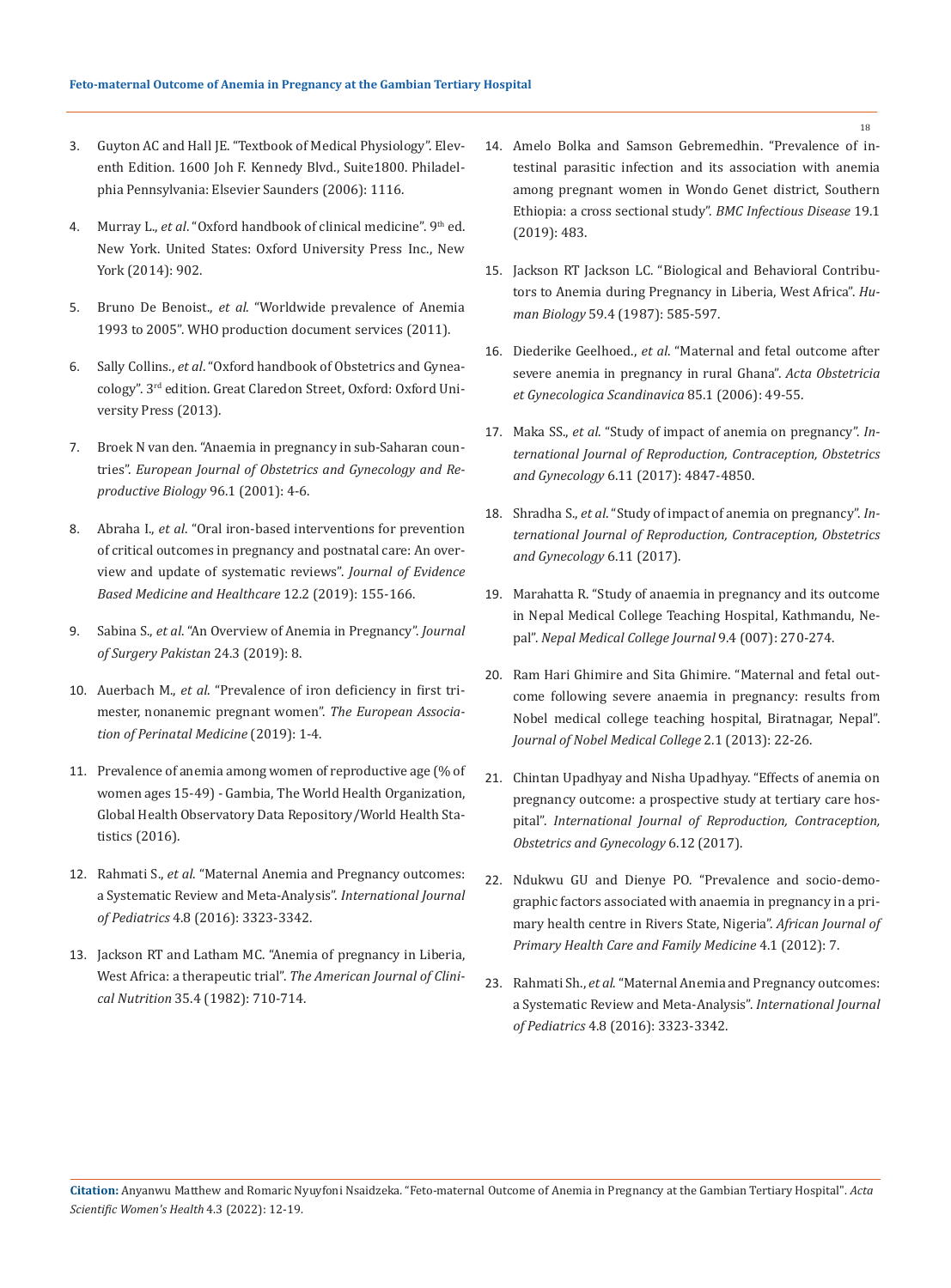3. Guyton AC and Hall JE. "Textbook of Medical Physiology". Eleventh Edition. 1600 Joh F. Kennedy Blvd., Suite1800. Philadelphia Pennsylvania: Elsevier Saunders (2006): 1116.

4. Murray L., *et al*. "Oxford handbook of clinical medicine". 9th ed. New York. United States: Oxford University Press Inc., New York (2014): 902.

5. Bruno De Benoist., *et al*. "Worldwide prevalence of Anemia 1993 to 2005". WHO production document services (2011).

6. Sally Collins., *et al*. "Oxford handbook of Obstetrics and Gynaecology". 3rd edition. Great Claredon Street, Oxford: Oxford University Press (2013).

7. Broek N van den. "Anaemia in pregnancy in sub-Saharan countries". *European Journal of Obstetrics and Gynecology and Reproductive Biology* 96.1 (2001): 4-6.

8. Abraha I., *et al*. "Oral iron-based interventions for prevention of critical outcomes in pregnancy and postnatal care: An overview and update of systematic reviews". *Journal of Evidence Based Medicine and Healthcare* 12.2 (2019): 155-166.

9. Sabina S., *et al*. "An Overview of Anemia in Pregnancy". *Journal of Surgery Pakistan* 24.3 (2019): 8.

10. Auerbach M., *et al*. "Prevalence of iron deficiency in first trimester, nonanemic pregnant women". *The European Association of Perinatal Medicine* (2019): 1-4.

11. Prevalence of anemia among women of reproductive age (% of women ages 15-49) - Gambia, The World Health Organization, Global Health Observatory Data Repository/World Health Statistics (2016).

12. Rahmati S., *et al*. "Maternal Anemia and Pregnancy outcomes: a Systematic Review and Meta-Analysis". *International Journal of Pediatrics* 4.8 (2016): 3323-3342.

13. Jackson RT and Latham MC. "Anemia of pregnancy in Liberia, West Africa: a therapeutic trial". *The American Journal of Clinical Nutrition* 35.4 (1982): 710-714.

14. Amelo Bolka and Samson Gebremedhin. "Prevalence of intestinal parasitic infection and its association with anemia among pregnant women in Wondo Genet district, Southern Ethiopia: a cross sectional study". *BMC Infectious Disease* 19.1 (2019): 483.

15. Jackson RT Jackson LC. "Biological and Behavioral Contributors to Anemia during Pregnancy in Liberia, West Africa". *Human Biology* 59.4 (1987): 585-597.

16. Diederike Geelhoed., *et al*. "Maternal and fetal outcome after severe anemia in pregnancy in rural Ghana". *Acta Obstetricia et Gynecologica Scandinavica* 85.1 (2006): 49-55.

17. Maka SS., *et al*. "Study of impact of anemia on pregnancy". *International Journal of Reproduction, Contraception, Obstetrics and Gynecology* 6.11 (2017): 4847-4850.

18. Shradha S., *et al*. "Study of impact of anemia on pregnancy". *International Journal of Reproduction, Contraception, Obstetrics and Gynecology* 6.11 (2017).

19. Marahatta R. "Study of anaemia in pregnancy and its outcome in Nepal Medical College Teaching Hospital, Kathmandu, Nepal". *Nepal Medical College Journal* 9.4 (007): 270-274.

20. Ram Hari Ghimire and Sita Ghimire. "Maternal and fetal outcome following severe anaemia in pregnancy: results from Nobel medical college teaching hospital, Biratnagar, Nepal". *Journal of Nobel Medical College* 2.1 (2013): 22-26.

21. Chintan Upadhyay and Nisha Upadhyay. "Effects of anemia on pregnancy outcome: a prospective study at tertiary care hospital". *International Journal of Reproduction, Contraception, Obstetrics and Gynecology* 6.12 (2017).

22. Ndukwu GU and Dienye PO. "Prevalence and socio-demographic factors associated with anaemia in pregnancy in a primary health centre in Rivers State, Nigeria". *African Journal of Primary Health Care and Family Medicine* 4.1 (2012): 7.

23. Rahmati Sh., *et al*. "Maternal Anemia and Pregnancy outcomes: a Systematic Review and Meta-Analysis". *International Journal of Pediatrics* 4.8 (2016): 3323-3342.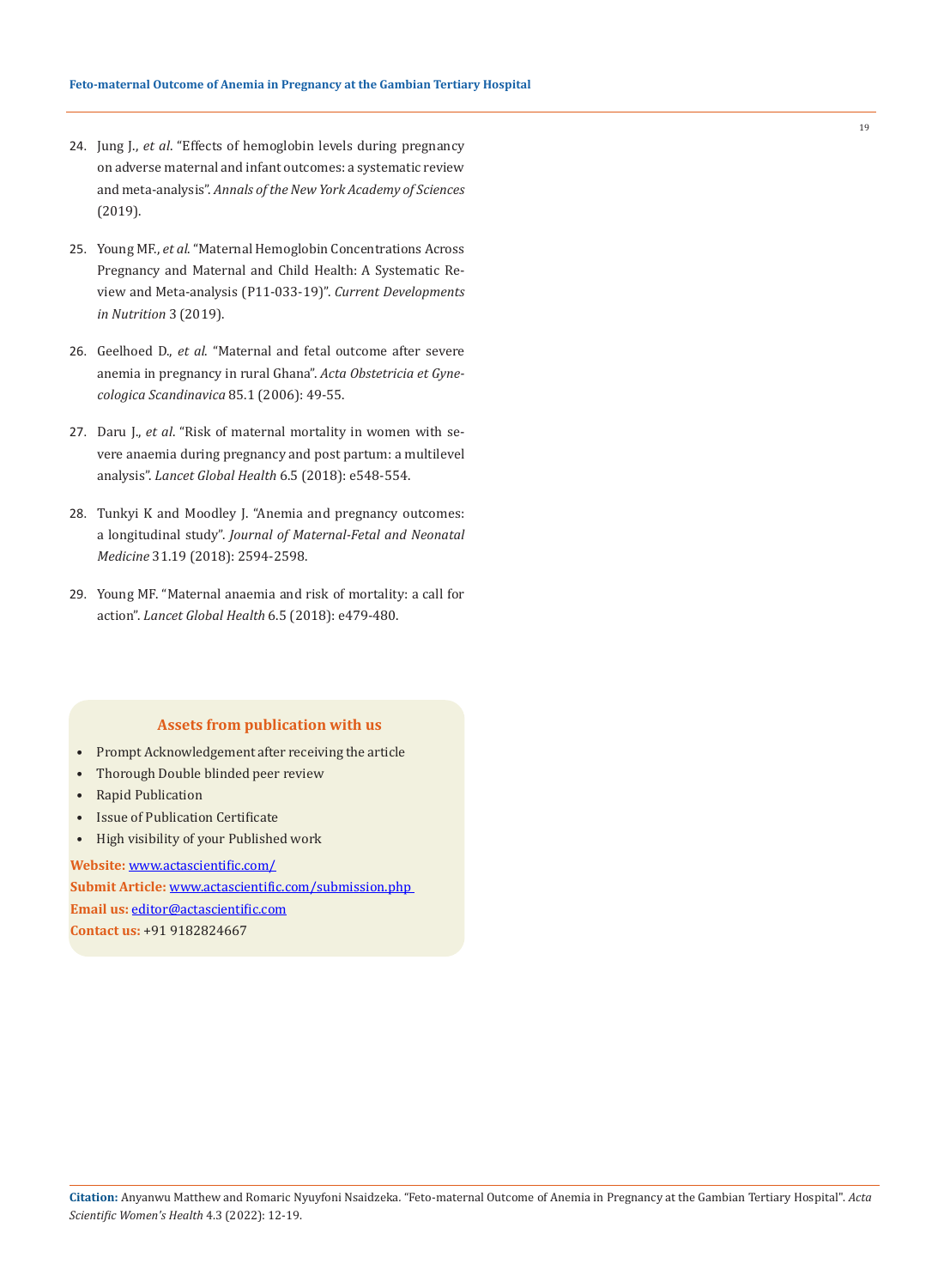24. Jung J., *et al*. "Effects of hemoglobin levels during pregnancy on adverse maternal and infant outcomes: a systematic review and meta-analysis". *Annals of the New York Academy of Sciences* (2019).

25. Young MF., *et al*. "Maternal Hemoglobin Concentrations Across Pregnancy and Maternal and Child Health: A Systematic Review and Meta-analysis (P11-033-19)". *Current Developments in Nutrition* 3 (2019).

26. Geelhoed D., *et al.* "Maternal and fetal outcome after severe anemia in pregnancy in rural Ghana". *Acta Obstetricia et Gynecologica Scandinavica* 85.1 (2006): 49-55.

27. Daru J., *et al*. "Risk of maternal mortality in women with severe anaemia during pregnancy and post partum: a multilevel analysis". *Lancet Global Health* 6.5 (2018): e548-554.

28. Tunkyi K and Moodley J. "Anemia and pregnancy outcomes: a longitudinal study". *Journal of Maternal-Fetal and Neonatal Medicine* 31.19 (2018): 2594-2598.

29. Young MF. "Maternal anaemia and risk of mortality: a call for action". *Lancet Global Health* 6.5 (2018): e479-480.

**Assets from publication with us**

- Prompt Acknowledgement after receiving the article
- Thorough Double blinded peer review
- Rapid Publication
- Issue of Publication Certificate
- High visibility of your Published work

**Website:** www.actascientific.com/
**Submit Article:** www.actascientific.com/submission.php
**Email us:** editor@actascientific.com
**Contact us:** +91 9182824667